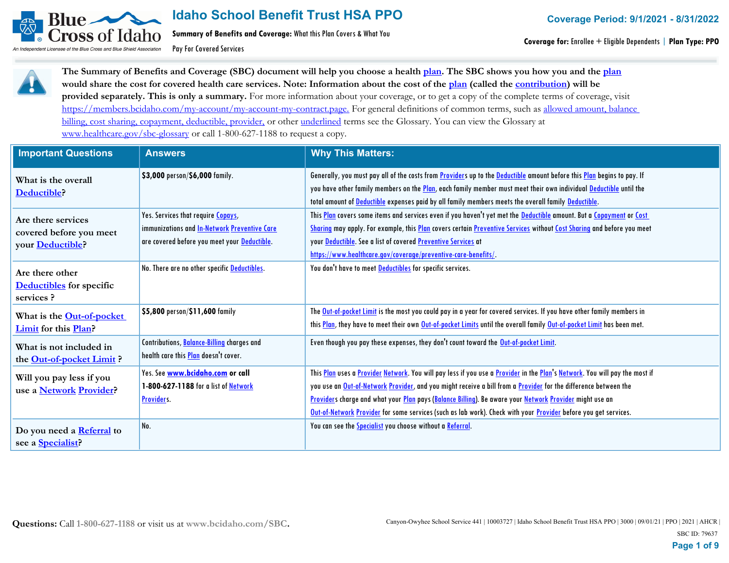# Idaho School Benefit Trust HSA PPO

**Summary of Benefits and Coverage:** What this Plan Covers & What You Pay For Covered Services

**Coverage Period: 9/1/2021 - 8/31/2022**

**Coverage for:** Enrollee + Eligible Dependents | **Plan Type: PPO**

**The Summary of Benefits and Coverage (SBC) document will help you choose a health plan. The SBC shows you how you and the plan would share the cost for covered health care services. Note: Information about the cost of the plan (called the contribution) will be provided separately. This is only a summary.** For more information about your coverage, or to get a copy of the complete terms of coverage, visit https://members.bcidaho.com/my-account/my-account-my-contract.page. For general definitions of common terms, such as allowed amount, balance billing, cost sharing, copayment, deductible, provider, or other underlined terms see the Glossary. You can view the Glossary at www.healthcare.gov/sbc-glossary or call 1-800-627-1188 to request a copy.

| Important Questions | Answers | Why This Matters: |
|---|---|---|
| What is the overall Deductible? | **$3,000** person/**$6,000** family. | Generally, you must pay all of the costs from Providers up to the Deductible amount before this Plan begins to pay. If you have other family members on the Plan, each family member must meet their own individual Deductible until the total amount of Deductible expenses paid by all family members meets the overall family Deductible. |
| Are there services covered before you meet your Deductible? | Yes. Services that require Copays, immunizations and In-Network Preventive Care are covered before you meet your Deductible. | This Plan covers some items and services even if you haven't yet met the Deductible amount. But a Copayment or Cost Sharing may apply. For example, this Plan covers certain Preventive Services without Cost Sharing and before you meet your Deductible. See a list of covered Preventive Services at https://www.healthcare.gov/coverage/preventive-care-benefits/. |
| Are there other Deductibles for specific services ? | No. There are no other specific Deductibles. | You don't have to meet Deductibles for specific services. |
| What is the Out-of-pocket Limit for this Plan? | **$5,800** person/**$11,600** family | The Out-of-pocket Limit is the most you could pay in a year for covered services. If you have other family members in this Plan, they have to meet their own Out-of-pocket Limits until the overall family Out-of-pocket Limit has been met. |
| What is not included in the Out-of-pocket Limit ? | Contributions, Balance-Billing charges and health care this Plan doesn't cover. | Even though you pay these expenses, they don't count toward the Out-of-pocket Limit. |
| Will you pay less if you use a Network Provider? | Yes. See **www.bcidaho.com or call 1-800-627-1188** for a list of Network Providers. | This Plan uses a Provider Network. You will pay less if you use a Provider in the Plan's Network. You will pay the most if you use an Out-of-Network Provider, and you might receive a bill from a Provider for the difference between the Providers charge and what your Plan pays (Balance Billing). Be aware your Network Provider might use an Out-of-Network Provider for some services (such as lab work). Check with your Provider before you get services. |
| Do you need a Referral to see a Specialist? | No. | You can see the Specialist you choose without a Referral. |

**Questions:** Call 1-800-627-1188 or visit us at **www.bcidaho.com/SBC.**

Canyon-Owyhee School Service 441 | 10003727 | Idaho School Benefit Trust HSA PPO | 3000 | 09/01/21 | PPO | 2021 | AHCR |
SBC ID: 79637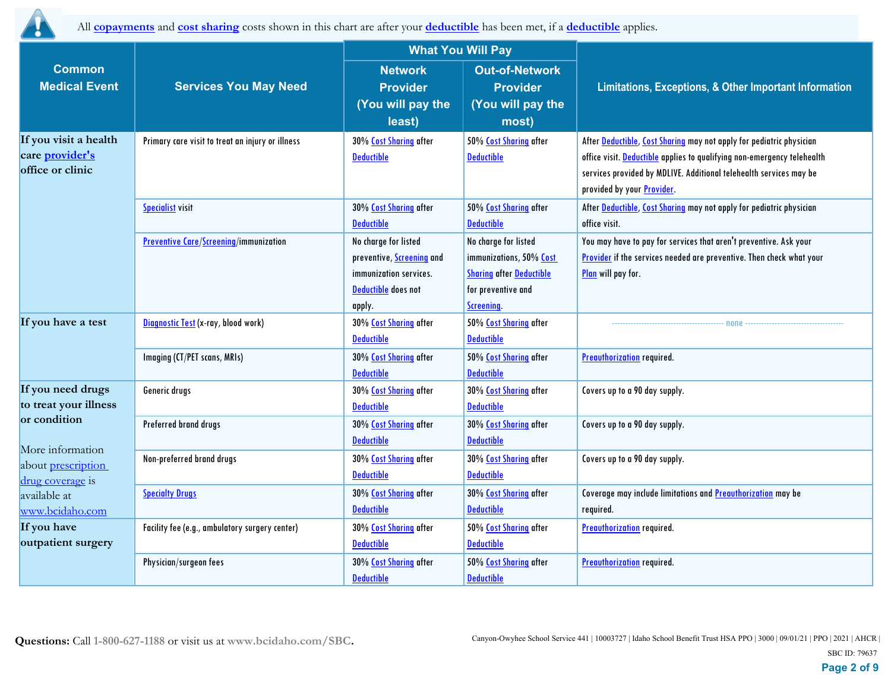All **copayments** and **cost sharing** costs shown in this chart are after your **deductible** has been met, if a **deductible** applies.

| Common Medical Event | Services You May Need | What You Will Pay | | Limitations, Exceptions, & Other Important Information |
|---|---|---|---|---|
| | | Network Provider (You will pay the least) | Out-of-Network Provider (You will pay the most) | |
| If you visit a health care provider's office or clinic | Primary care visit to treat an injury or illness | 30% Cost Sharing after Deductible | 50% Cost Sharing after Deductible | After Deductible, Cost Sharing may not apply for pediatric physician office visit. Deductible applies to qualifying non-emergency telehealth services provided by MDLIVE. Additional telehealth services may be provided by your Provider. |
| | Specialist visit | 30% Cost Sharing after Deductible | 50% Cost Sharing after Deductible | After Deductible, Cost Sharing may not apply for pediatric physician office visit. |
| | Preventive Care/Screening/immunization | No charge for listed preventive, Screening and immunization services. Deductible does not apply. | No charge for listed immunizations, 50% Cost Sharing after Deductible for preventive and Screening. | You may have to pay for services that aren't preventive. Ask your Provider if the services needed are preventive. Then check what your Plan will pay for. |
| If you have a test | Diagnostic Test (x-ray, blood work) | 30% Cost Sharing after Deductible | 50% Cost Sharing after Deductible | ---none--- |
| | Imaging (CT/PET scans, MRIs) | 30% Cost Sharing after Deductible | 50% Cost Sharing after Deductible | Preauthorization required. |
| If you need drugs to treat your illness or condition<br><br>More information about prescription drug coverage is available at www.bcidaho.com | Generic drugs | 30% Cost Sharing after Deductible | 30% Cost Sharing after Deductible | Covers up to a 90 day supply. |
| | Preferred brand drugs | 30% Cost Sharing after Deductible | 30% Cost Sharing after Deductible | Covers up to a 90 day supply. |
| | Non-preferred brand drugs | 30% Cost Sharing after Deductible | 30% Cost Sharing after Deductible | Covers up to a 90 day supply. |
| | Specialty Drugs | 30% Cost Sharing after Deductible | 30% Cost Sharing after Deductible | Coverage may include limitations and Preauthorization may be required. |
| If you have outpatient surgery | Facility fee (e.g., ambulatory surgery center) | 30% Cost Sharing after Deductible | 50% Cost Sharing after Deductible | Preauthorization required. |
| | Physician/surgeon fees | 30% Cost Sharing after Deductible | 50% Cost Sharing after Deductible | Preauthorization required. |

**Questions:** Call 1-800-627-1188 or visit us at **www.bcidaho.com/SBC.**

Canyon-Owyhee School Service 441 | 10003727 | Idaho School Benefit Trust HSA PPO | 3000 | 09/01/21 | PPO | 2021 | AHCR | SBC ID: 79637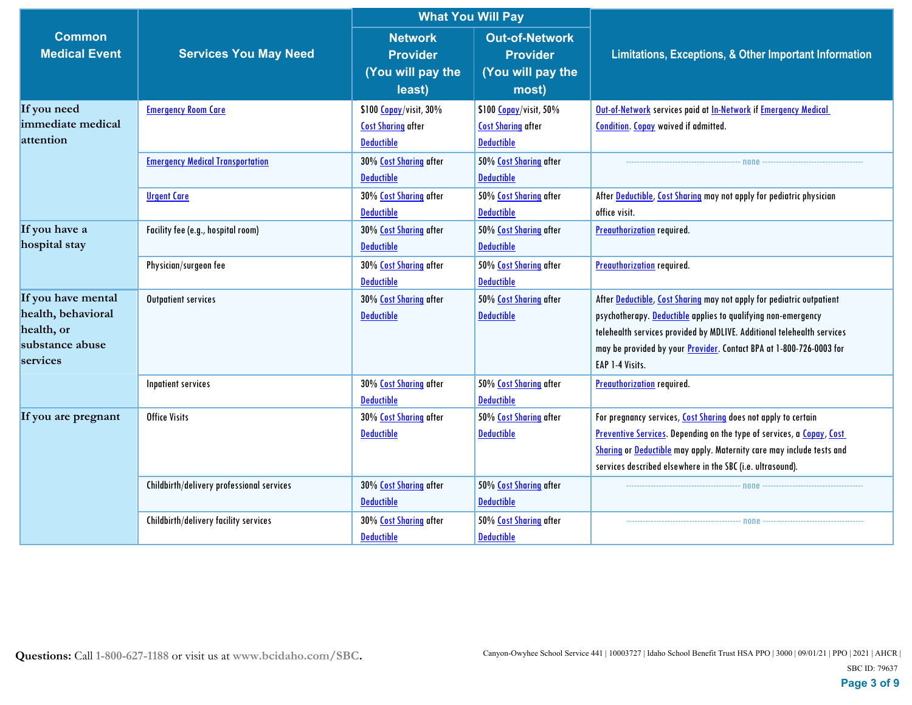| Common Medical Event | Services You May Need | What You Will Pay | | Limitations, Exceptions, & Other Important Information |
|---|---|---|---|---|
| | | Network Provider (You will pay the least) | Out-of-Network Provider (You will pay the most) | |
| If you need immediate medical attention | Emergency Room Care | $100 Copay/visit, 30% Cost Sharing after Deductible | $100 Copay/visit, 50% Cost Sharing after Deductible | Out-of-Network services paid at In-Network if Emergency Medical Condition. Copay waived if admitted. |
| | Emergency Medical Transportation | 30% Cost Sharing after Deductible | 50% Cost Sharing after Deductible | none |
| | Urgent Care | 30% Cost Sharing after Deductible | 50% Cost Sharing after Deductible | After Deductible, Cost Sharing may not apply for pediatric physician office visit. |
| If you have a hospital stay | Facility fee (e.g., hospital room) | 30% Cost Sharing after Deductible | 50% Cost Sharing after Deductible | Preauthorization required. |
| | Physician/surgeon fee | 30% Cost Sharing after Deductible | 50% Cost Sharing after Deductible | Preauthorization required. |
| If you have mental health, behavioral health, or substance abuse services | Outpatient services | 30% Cost Sharing after Deductible | 50% Cost Sharing after Deductible | After Deductible, Cost Sharing may not apply for pediatric outpatient psychotherapy. Deductible applies to qualifying non-emergency telehealth services provided by MDLIVE. Additional telehealth services may be provided by your Provider. Contact BPA at 1-800-726-0003 for EAP 1-4 Visits. |
| | Inpatient services | 30% Cost Sharing after Deductible | 50% Cost Sharing after Deductible | Preauthorization required. |
| If you are pregnant | Office Visits | 30% Cost Sharing after Deductible | 50% Cost Sharing after Deductible | For pregnancy services, Cost Sharing does not apply to certain Preventive Services. Depending on the type of services, a Copay, Cost Sharing or Deductible may apply. Maternity care may include tests and services described elsewhere in the SBC (i.e. ultrasound). |
| | Childbirth/delivery professional services | 30% Cost Sharing after Deductible | 50% Cost Sharing after Deductible | none |
| | Childbirth/delivery facility services | 30% Cost Sharing after Deductible | 50% Cost Sharing after Deductible | none |

**Questions:** Call 1-800-627-1188 or visit us at **www.bcidaho.com/SBC.**

Canyon-Owyhee School Service 441 | 10003727 | Idaho School Benefit Trust HSA PPO | 3000 | 09/01/21 | PPO | 2021 | AHCR |
SBC ID: 79637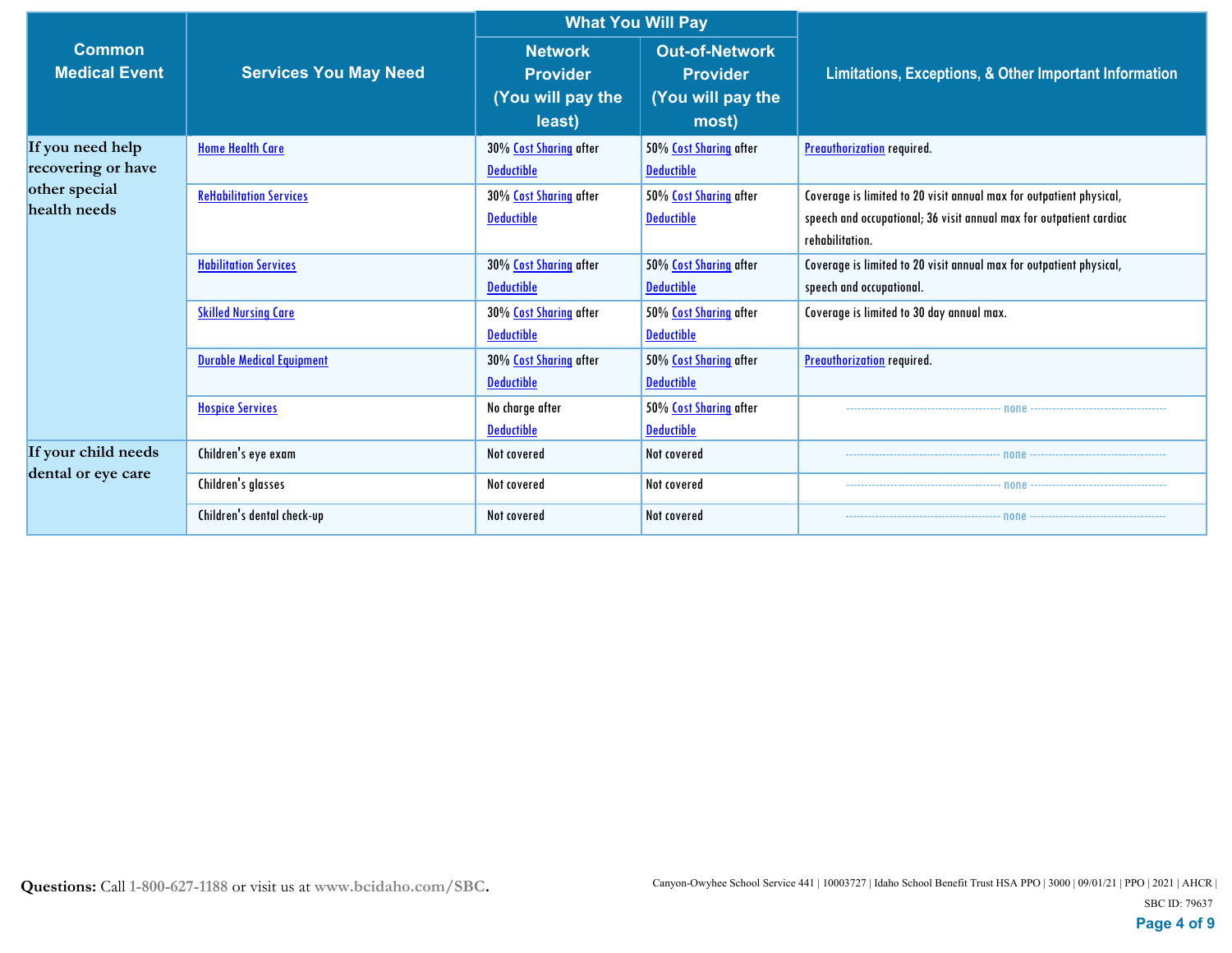| Common Medical Event | Services You May Need | What You Will Pay | | Limitations, Exceptions, & Other Important Information |
|---|---|---|---|---|
| | | Network Provider (You will pay the least) | Out-of-Network Provider (You will pay the most) | |
| If you need help recovering or have other special health needs | Home Health Care | 30% Cost Sharing after Deductible | 50% Cost Sharing after Deductible | Preauthorization required. |
| | ReHabilitation Services | 30% Cost Sharing after Deductible | 50% Cost Sharing after Deductible | Coverage is limited to 20 visit annual max for outpatient physical, speech and occupational; 36 visit annual max for outpatient cardiac rehabilitation. |
| | Habilitation Services | 30% Cost Sharing after Deductible | 50% Cost Sharing after Deductible | Coverage is limited to 20 visit annual max for outpatient physical, speech and occupational. |
| | Skilled Nursing Care | 30% Cost Sharing after Deductible | 50% Cost Sharing after Deductible | Coverage is limited to 30 day annual max. |
| | Durable Medical Equipment | 30% Cost Sharing after Deductible | 50% Cost Sharing after Deductible | Preauthorization required. |
| | Hospice Services | No charge after Deductible | 50% Cost Sharing after Deductible | none |
| If your child needs dental or eye care | Children's eye exam | Not covered | Not covered | none |
| | Children's glasses | Not covered | Not covered | none |
| | Children's dental check-up | Not covered | Not covered | none |

**Questions:** Call 1-800-627-1188 or visit us at **www.bcidaho.com/SBC.**

Canyon-Owyhee School Service 441 | 10003727 | Idaho School Benefit Trust HSA PPO | 3000 | 09/01/21 | PPO | 2021 | AHCR |
SBC ID: 79637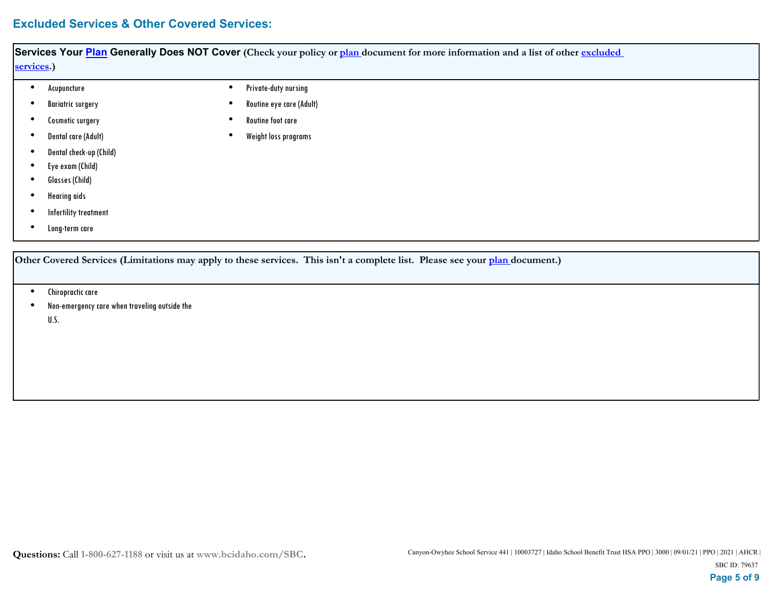## Excluded Services & Other Covered Services:

**Services Your Plan Generally Does NOT Cover** (Check your policy or plan document for more information and a list of other excluded services.)

- Acupuncture
- Bariatric surgery
- Cosmetic surgery
- Dental care (Adult)
- Dental check-up (Child)
- Eye exam (Child)
- Glasses (Child)
- Hearing aids
- Infertility treatment
- Long-term care
- Private-duty nursing
- Routine eye care (Adult)
- Routine foot care
- Weight loss programs

**Other Covered Services (Limitations may apply to these services. This isn't a complete list. Please see your plan document.)**

- Chiropractic care
- Non-emergency care when traveling outside the U.S.

**Questions:** Call 1-800-627-1188 or visit us at www.bcidaho.com/SBC.

Canyon-Owyhee School Service 441 | 10003727 | Idaho School Benefit Trust HSA PPO | 3000 | 09/01/21 | PPO | 2021 | AHCR |
SBC ID: 79637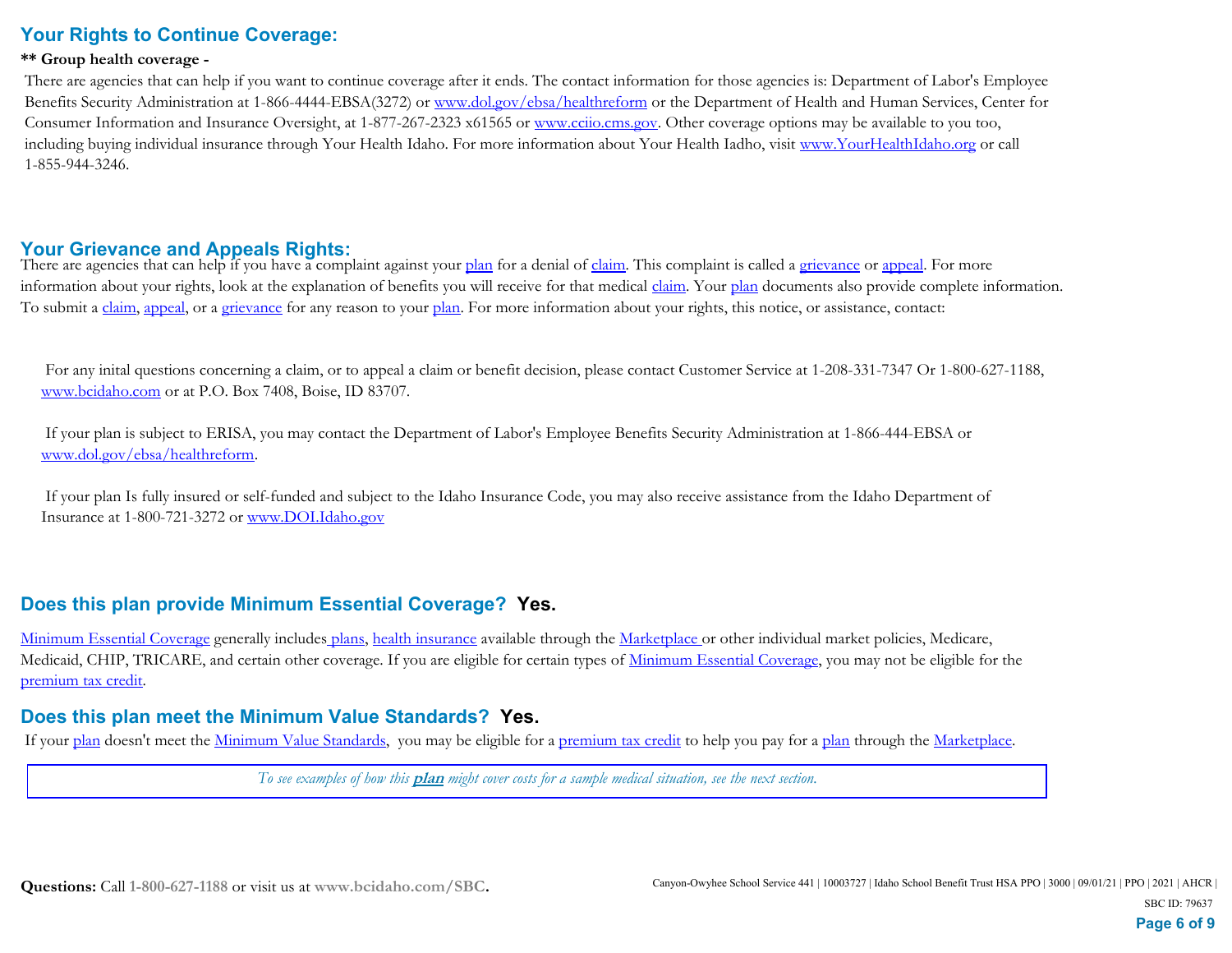## Your Rights to Continue Coverage:

**** Group health coverage -**

There are agencies that can help if you want to continue coverage after it ends. The contact information for those agencies is: Department of Labor's Employee Benefits Security Administration at 1-866-4444-EBSA(3272) or www.dol.gov/ebsa/healthreform or the Department of Health and Human Services, Center for Consumer Information and Insurance Oversight, at 1-877-267-2323 x61565 or www.cciio.cms.gov. Other coverage options may be available to you too, including buying individual insurance through Your Health Idaho. For more information about Your Health Iadho, visit www.YourHealthIdaho.org or call 1-855-944-3246.

## Your Grievance and Appeals Rights:

There are agencies that can help if you have a complaint against your plan for a denial of claim. This complaint is called a grievance or appeal. For more information about your rights, look at the explanation of benefits you will receive for that medical claim. Your plan documents also provide complete information. To submit a claim, appeal, or a grievance for any reason to your plan. For more information about your rights, this notice, or assistance, contact:

For any inital questions concerning a claim, or to appeal a claim or benefit decision, please contact Customer Service at 1-208-331-7347 Or 1-800-627-1188, www.bcidaho.com or at P.O. Box 7408, Boise, ID 83707.

If your plan is subject to ERISA, you may contact the Department of Labor's Employee Benefits Security Administration at 1-866-444-EBSA or www.dol.gov/ebsa/healthreform.

If your plan Is fully insured or self-funded and subject to the Idaho Insurance Code, you may also receive assistance from the Idaho Department of Insurance at 1-800-721-3272 or www.DOI.Idaho.gov

## Does this plan provide Minimum Essential Coverage? Yes.

Minimum Essential Coverage generally includes plans, health insurance available through the Marketplace or other individual market policies, Medicare, Medicaid, CHIP, TRICARE, and certain other coverage. If you are eligible for certain types of Minimum Essential Coverage, you may not be eligible for the premium tax credit.

## Does this plan meet the Minimum Value Standards? Yes.

If your plan doesn't meet the Minimum Value Standards, you may be eligible for a premium tax credit to help you pay for a plan through the Marketplace.

*To see examples of how this **plan** might cover costs for a sample medical situation, see the next section.*

**Questions:** Call **1-800-627-1188** or visit us at **www.bcidaho.com/SBC.**

Canyon-Owyhee School Service 441 | 10003727 | Idaho School Benefit Trust HSA PPO | 3000 | 09/01/21 | PPO | 2021 | AHCR |
SBC ID: 79637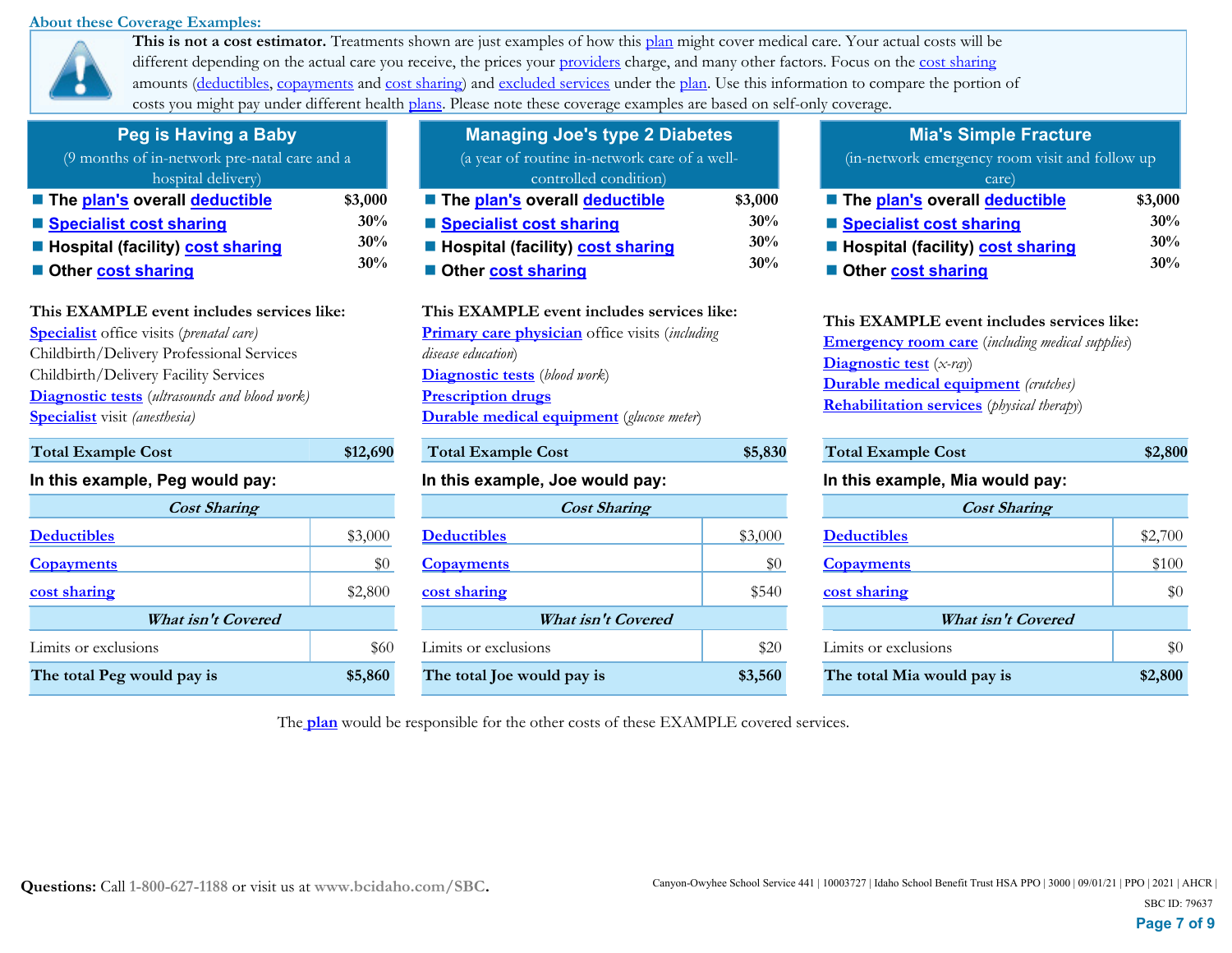### About these Coverage Examples:

**This is not a cost estimator.** Treatments shown are just examples of how this plan might cover medical care. Your actual costs will be different depending on the actual care you receive, the prices your providers charge, and many other factors. Focus on the cost sharing amounts (deductibles, copayments and cost sharing) and excluded services under the plan. Use this information to compare the portion of costs you might pay under different health plans. Please note these coverage examples are based on self-only coverage.

## Peg is Having a Baby

(9 months of in-network pre-natal care and a hospital delivery)

- **The plan's overall deductible** $3,000
- **Specialist cost sharing** 30%
- **Hospital (facility) cost sharing** 30%
- **Other cost sharing** 30%

**This EXAMPLE event includes services like:**

Specialist office visits (*prenatal care)*
Childbirth/Delivery Professional Services
Childbirth/Delivery Facility Services
Diagnostic tests (*ultrasounds and blood work)*
Specialist visit *(anesthesia)*

| **Total Example Cost** | **$12,690** |
|---|---|

**In this example, Peg would pay:**

| *Cost Sharing* | |
|---|---|
| Deductibles | $3,000 |
| Copayments | $0 |
| cost sharing | $2,800 |
| ***What isn't Covered*** | |
| Limits or exclusions | $60 |
| **The total Peg would pay is** | **$5,860** |

## Managing Joe's type 2 Diabetes

(a year of routine in-network care of a well-controlled condition)

- **The plan's overall deductible** $3,000
- **Specialist cost sharing** 30%
- **Hospital (facility) cost sharing** 30%
- **Other cost sharing** 30%

**This EXAMPLE event includes services like:**

Primary care physician office visits (*including disease education*)
Diagnostic tests (*blood work*)
Prescription drugs
Durable medical equipment (*glucose meter*)

| **Total Example Cost** | **$5,830** |
|---|---|

**In this example, Joe would pay:**

| *Cost Sharing* | |
|---|---|
| Deductibles | $3,000 |
| Copayments | $0 |
| cost sharing | $540 |
| ***What isn't Covered*** | |
| Limits or exclusions | $20 |
| **The total Joe would pay is** | **$3,560** |

## Mia's Simple Fracture

(in-network emergency room visit and follow up care)

- **The plan's overall deductible** $3,000
- **Specialist cost sharing** 30%
- **Hospital (facility) cost sharing** 30%
- **Other cost sharing** 30%

**This EXAMPLE event includes services like:**

Emergency room care (*including medical supplies*)
Diagnostic test (*x-ray*)
Durable medical equipment *(crutches)*
Rehabilitation services (*physical therapy*)

| **Total Example Cost** | **$2,800** |
|---|---|

**In this example, Mia would pay:**

| *Cost Sharing* | |
|---|---|
| Deductibles | $2,700 |
| Copayments | $100 |
| cost sharing | $0 |
| ***What isn't Covered*** | |
| Limits or exclusions | $0 |
| **The total Mia would pay is** | **$2,800** |

The plan would be responsible for the other costs of these EXAMPLE covered services.

**Questions:** Call 1-800-627-1188 or visit us at **www.bcidaho.com/SBC.**

Canyon-Owyhee School Service 441 | 10003727 | Idaho School Benefit Trust HSA PPO | 3000 | 09/01/21 | PPO | 2021 | AHCR |
SBC ID: 79637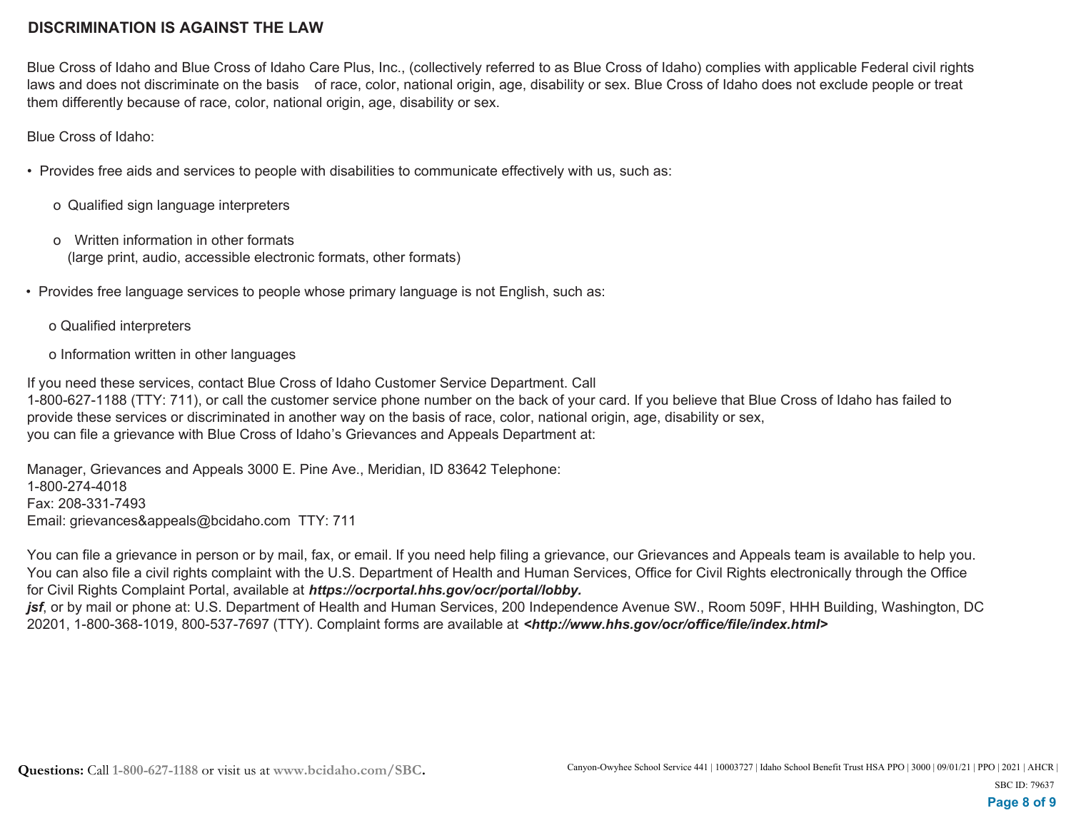## DISCRIMINATION IS AGAINST THE LAW

Blue Cross of Idaho and Blue Cross of Idaho Care Plus, Inc., (collectively referred to as Blue Cross of Idaho) complies with applicable Federal civil rights laws and does not discriminate on the basis of race, color, national origin, age, disability or sex. Blue Cross of Idaho does not exclude people or treat them differently because of race, color, national origin, age, disability or sex.

Blue Cross of Idaho:

- Provides free aids and services to people with disabilities to communicate effectively with us, such as:
  - Qualified sign language interpreters
  - Written information in other formats (large print, audio, accessible electronic formats, other formats)
- Provides free language services to people whose primary language is not English, such as:
  - Qualified interpreters
  - Information written in other languages

If you need these services, contact Blue Cross of Idaho Customer Service Department. Call 1-800-627-1188 (TTY: 711), or call the customer service phone number on the back of your card. If you believe that Blue Cross of Idaho has failed to provide these services or discriminated in another way on the basis of race, color, national origin, age, disability or sex, you can file a grievance with Blue Cross of Idaho's Grievances and Appeals Department at:

Manager, Grievances and Appeals 3000 E. Pine Ave., Meridian, ID 83642 Telephone:
1-800-274-4018
Fax: 208-331-7493
Email: grievances&appeals@bcidaho.com TTY: 711

You can file a grievance in person or by mail, fax, or email. If you need help filing a grievance, our Grievances and Appeals team is available to help you. You can also file a civil rights complaint with the U.S. Department of Health and Human Services, Office for Civil Rights electronically through the Office for Civil Rights Complaint Portal, available at ***https://ocrportal.hhs.gov/ocr/portal/lobby.jsf***, or by mail or phone at: U.S. Department of Health and Human Services, 200 Independence Avenue SW., Room 509F, HHH Building, Washington, DC 20201, 1-800-368-1019, 800-537-7697 (TTY). Complaint forms are available at ***<http://www.hhs.gov/ocr/office/file/index.html>***

**Questions:** Call 1-800-627-1188 or visit us at www.bcidaho.com/SBC.

Canyon-Owyhee School Service 441 | 10003727 | Idaho School Benefit Trust HSA PPO | 3000 | 09/01/21 | PPO | 2021 | AHCR |
SBC ID: 79637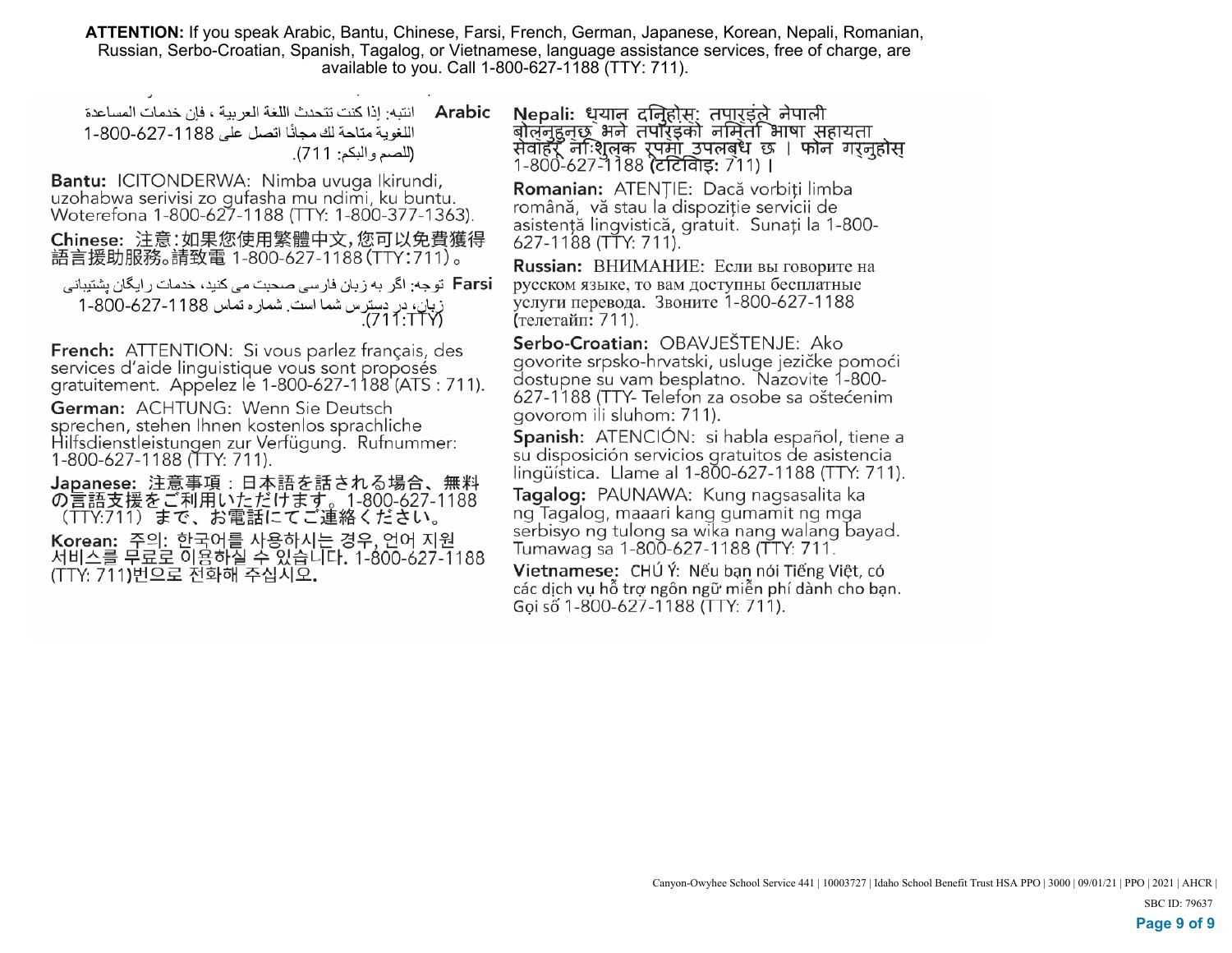**ATTENTION:** If you speak Arabic, Bantu, Chinese, Farsi, French, German, Japanese, Korean, Nepali, Romanian, Russian, Serbo-Croatian, Spanish, Tagalog, or Vietnamese, language assistance services, free of charge, are available to you. Call 1-800-627-1188 (TTY: 711).

**Arabic** انتبه: إذا كنت تتحدث اللغة العربية ، فإن خدمات المساعدة اللغوية متاحة لك مجانًا اتصل على 1188-627-800-1 (للصم والبكم: 711).

**Bantu:** ICITONDERWA: Nimba uvuga Ikirundi, uzohabwa serivisi zo gufasha mu ndimi, ku buntu. Woterefona 1-800-627-1188 (TTY: 1-800-377-1363).

**Chinese:** 注意：如果您使用繁體中文，您可以免費獲得語言援助服務。請致電 1-800-627-1188（TTY：711）。

**Farsi** توجه: اگر به زبان فارسی صحبت می کنید، خدمات رایگان پشتیبانی زبان، در دسترس شما است. شماره تماس 1188-627-800-1 (711:TTY).

**French:** ATTENTION: Si vous parlez français, des services d'aide linguistique vous sont proposés gratuitement. Appelez le 1-800-627-1188 (ATS : 711).

**German:** ACHTUNG: Wenn Sie Deutsch sprechen, stehen Ihnen kostenlos sprachliche Hilfsdienstleistungen zur Verfügung. Rufnummer: 1-800-627-1188 (TTY: 711).

**Japanese:** 注意事項：日本語を話される場合、無料の言語支援をご利用いただけます。1-800-627-1188（TTY:711）まで、お電話にてご連絡ください。

**Korean:** 주의: 한국어를 사용하시는 경우, 언어 지원 서비스를 무료로 이용하실 수 있습니다. 1-800-627-1188 (TTY: 711)번으로 전화해 주십시오.

**Nepali:** ध्यान दनुहिोस्: तपार्इंले नेपाली बोल्नुहुन्छ भने तपार्इंको निमति भाषा सहायता सेवाहरू निःशुल्क रूपमा उपलब्ध छ । फोन गर्नुहोस् 1-800-627-1188 (टिटिवाइ: 711) ।

**Romanian:** ATENȚIE: Dacă vorbiți limba română, vă stau la dispoziție servicii de asistență lingvistică, gratuit. Sunați la 1-800-627-1188 (TTY: 711).

**Russian:** ВНИМАНИЕ: Если вы говорите на русском языке, то вам доступны бесплатные услуги перевода. Звоните 1-800-627-1188 (телетайп: 711).

**Serbo-Croatian:** OBAVJEŠTENJE: Ako govorite srpsko-hrvatski, usluge jezičke pomoći dostupne su vam besplatno. Nazovite 1-800-627-1188 (TTY- Telefon za osobe sa oštećenim govorom ili sluhom: 711).

**Spanish:** ATENCIÓN: si habla español, tiene a su disposición servicios gratuitos de asistencia lingüística. Llame al 1-800-627-1188 (TTY: 711).

**Tagalog:** PAUNAWA: Kung nagsasalita ka ng Tagalog, maaari kang gumamit ng mga serbisyo ng tulong sa wika nang walang bayad. Tumawag sa 1-800-627-1188 (TTY: 711.

**Vietnamese:** CHÚ Ý: Nếu bạn nói Tiếng Việt, có các dịch vụ hỗ trợ ngôn ngữ miễn phí dành cho bạn. Gọi số 1-800-627-1188 (TTY: 711).

Canyon-Owyhee School Service 441 | 10003727 | Idaho School Benefit Trust HSA PPO | 3000 | 09/01/21 | PPO | 2021 | AHCR |

SBC ID: 79637